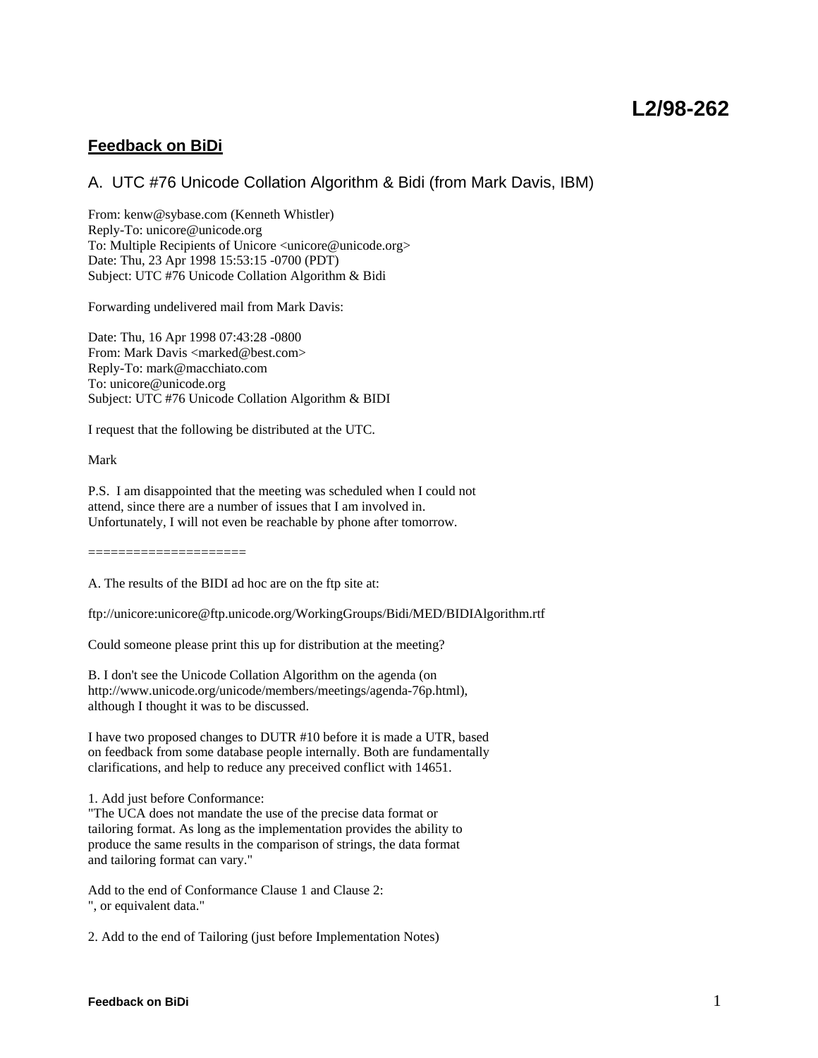# L2/98-262

## Feedback on BiDi

### A. UTC #76 Unicode Collation Algorithm & Bidi (from Mark Davis, IBM)

From: kenw@sybase.com (Kenneth Whistler)
Reply-To: unicore@unicode.org
To: Multiple Recipients of Unicore <unicore@unicode.org>
Date: Thu, 23 Apr 1998 15:53:15 -0700 (PDT)
Subject: UTC #76 Unicode Collation Algorithm & Bidi

Forwarding undelivered mail from Mark Davis:

Date: Thu, 16 Apr 1998 07:43:28 -0800
From: Mark Davis <marked@best.com>
Reply-To: mark@macchiato.com
To: unicore@unicode.org
Subject: UTC #76 Unicode Collation Algorithm & BIDI

I request that the following be distributed at the UTC.

Mark

P.S. I am disappointed that the meeting was scheduled when I could not attend, since there are a number of issues that I am involved in. Unfortunately, I will not even be reachable by phone after tomorrow.

=====================

A. The results of the BIDI ad hoc are on the ftp site at:

ftp://unicore:unicore@ftp.unicode.org/WorkingGroups/Bidi/MED/BIDIAlgorithm.rtf

Could someone please print this up for distribution at the meeting?

B. I don't see the Unicode Collation Algorithm on the agenda (on http://www.unicode.org/unicode/members/meetings/agenda-76p.html), although I thought it was to be discussed.

I have two proposed changes to DUTR #10 before it is made a UTR, based on feedback from some database people internally. Both are fundamentally clarifications, and help to reduce any preceived conflict with 14651.

1. Add just before Conformance:
"The UCA does not mandate the use of the precise data format or tailoring format. As long as the implementation provides the ability to produce the same results in the comparison of strings, the data format and tailoring format can vary."

Add to the end of Conformance Clause 1 and Clause 2:
", or equivalent data."

2. Add to the end of Tailoring (just before Implementation Notes)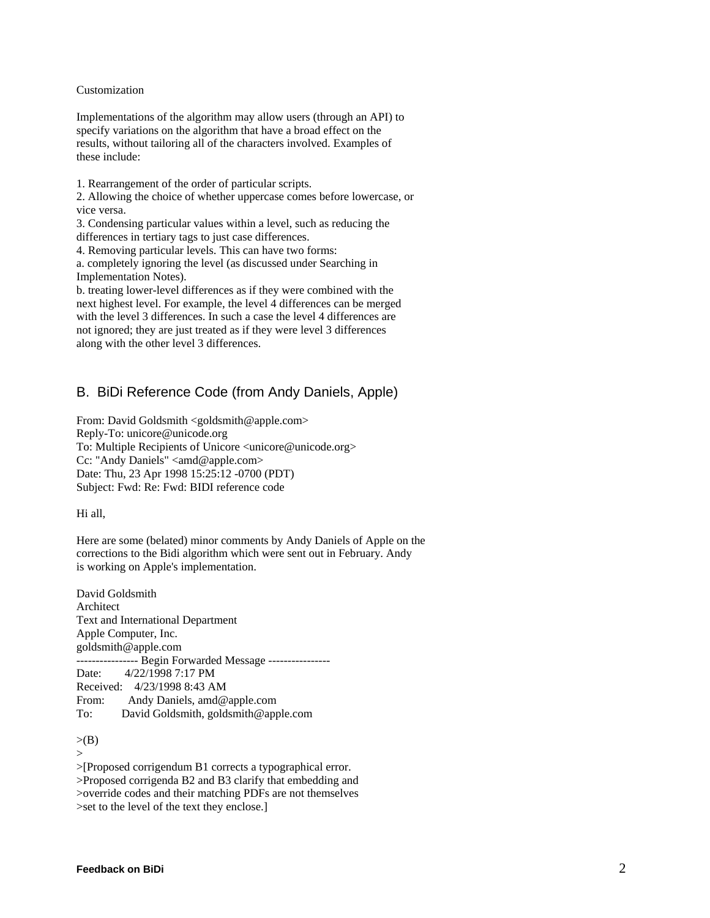Customization

Implementations of the algorithm may allow users (through an API) to specify variations on the algorithm that have a broad effect on the results, without tailoring all of the characters involved. Examples of these include:

1. Rearrangement of the order of particular scripts.
2. Allowing the choice of whether uppercase comes before lowercase, or vice versa.
3. Condensing particular values within a level, such as reducing the differences in tertiary tags to just case differences.
4. Removing particular levels. This can have two forms:
a. completely ignoring the level (as discussed under Searching in Implementation Notes).
b. treating lower-level differences as if they were combined with the next highest level. For example, the level 4 differences can be merged with the level 3 differences. In such a case the level 4 differences are not ignored; they are just treated as if they were level 3 differences along with the other level 3 differences.

## B. BiDi Reference Code (from Andy Daniels, Apple)

From: David Goldsmith <goldsmith@apple.com>
Reply-To: unicore@unicode.org
To: Multiple Recipients of Unicore <unicore@unicode.org>
Cc: "Andy Daniels" <amd@apple.com>
Date: Thu, 23 Apr 1998 15:25:12 -0700 (PDT)
Subject: Fwd: Re: Fwd: BIDI reference code

Hi all,

Here are some (belated) minor comments by Andy Daniels of Apple on the corrections to the Bidi algorithm which were sent out in February. Andy is working on Apple's implementation.

David Goldsmith
Architect
Text and International Department
Apple Computer, Inc.
goldsmith@apple.com
---------------- Begin Forwarded Message ----------------
Date: 4/22/1998 7:17 PM
Received: 4/23/1998 8:43 AM
From: Andy Daniels, amd@apple.com
To: David Goldsmith, goldsmith@apple.com

>(B)
>
>[Proposed corrigendum B1 corrects a typographical error.
>Proposed corrigenda B2 and B3 clarify that embedding and
>override codes and their matching PDFs are not themselves
>set to the level of the text they enclose.]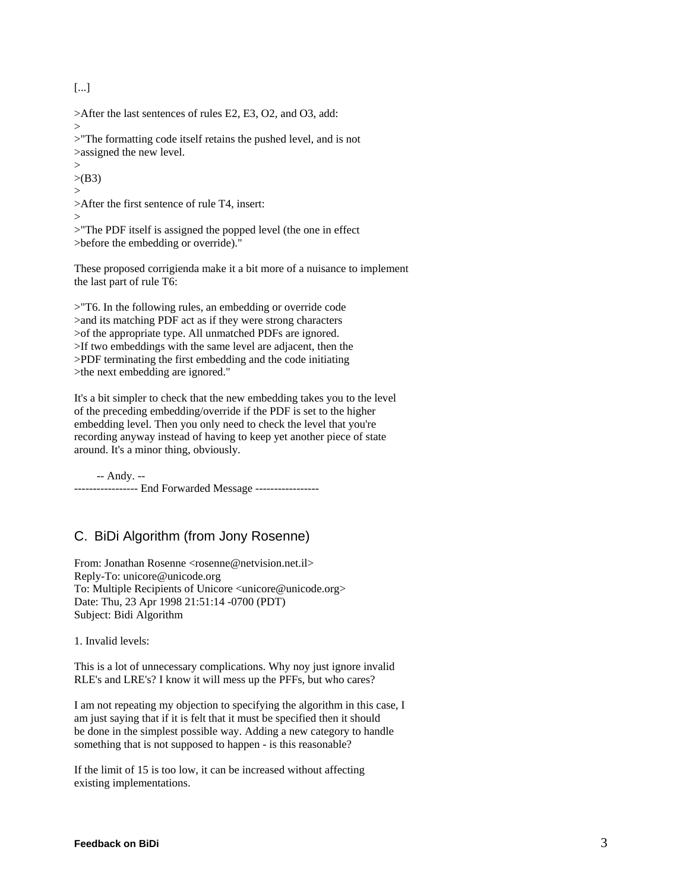[...]

>After the last sentences of rules E2, E3, O2, and O3, add:
>
>"The formatting code itself retains the pushed level, and is not
>assigned the new level.
>
>(B3)
>
>After the first sentence of rule T4, insert:
>
>"The PDF itself is assigned the popped level (the one in effect
>before the embedding or override)."

These proposed corrigienda make it a bit more of a nuisance to implement the last part of rule T6:

>"T6. In the following rules, an embedding or override code
>and its matching PDF act as if they were strong characters
>of the appropriate type. All unmatched PDFs are ignored.
>If two embeddings with the same level are adjacent, then the
>PDF terminating the first embedding and the code initiating
>the next embedding are ignored."

It's a bit simpler to check that the new embedding takes you to the level of the preceding embedding/override if the PDF is set to the higher embedding level. Then you only need to check the level that you're recording anyway instead of having to keep yet another piece of state around. It's a minor thing, obviously.

-- Andy. --
----------------- End Forwarded Message -----------------

## C. BiDi Algorithm (from Jony Rosenne)

From: Jonathan Rosenne <rosenne@netvision.net.il>
Reply-To: unicore@unicode.org
To: Multiple Recipients of Unicore <unicore@unicode.org>
Date: Thu, 23 Apr 1998 21:51:14 -0700 (PDT)
Subject: Bidi Algorithm

1. Invalid levels:

This is a lot of unnecessary complications. Why noy just ignore invalid RLE's and LRE's? I know it will mess up the PFFs, but who cares?

I am not repeating my objection to specifying the algorithm in this case, I am just saying that if it is felt that it must be specified then it should be done in the simplest possible way. Adding a new category to handle something that is not supposed to happen - is this reasonable?

If the limit of 15 is too low, it can be increased without affecting existing implementations.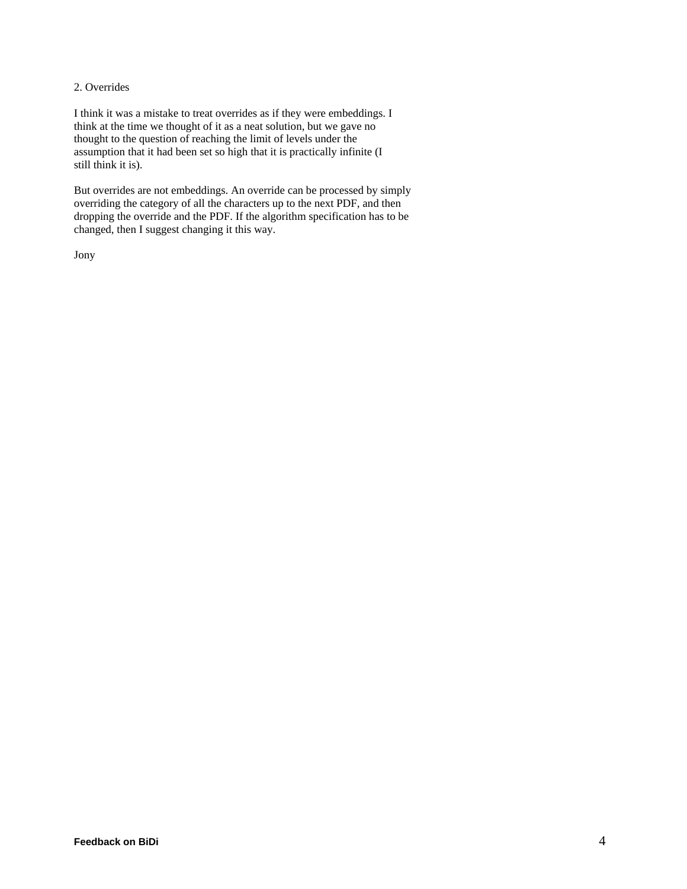2. Overrides

I think it was a mistake to treat overrides as if they were embeddings. I think at the time we thought of it as a neat solution, but we gave no thought to the question of reaching the limit of levels under the assumption that it had been set so high that it is practically infinite (I still think it is).

But overrides are not embeddings. An override can be processed by simply overriding the category of all the characters up to the next PDF, and then dropping the override and the PDF. If the algorithm specification has to be changed, then I suggest changing it this way.

Jony